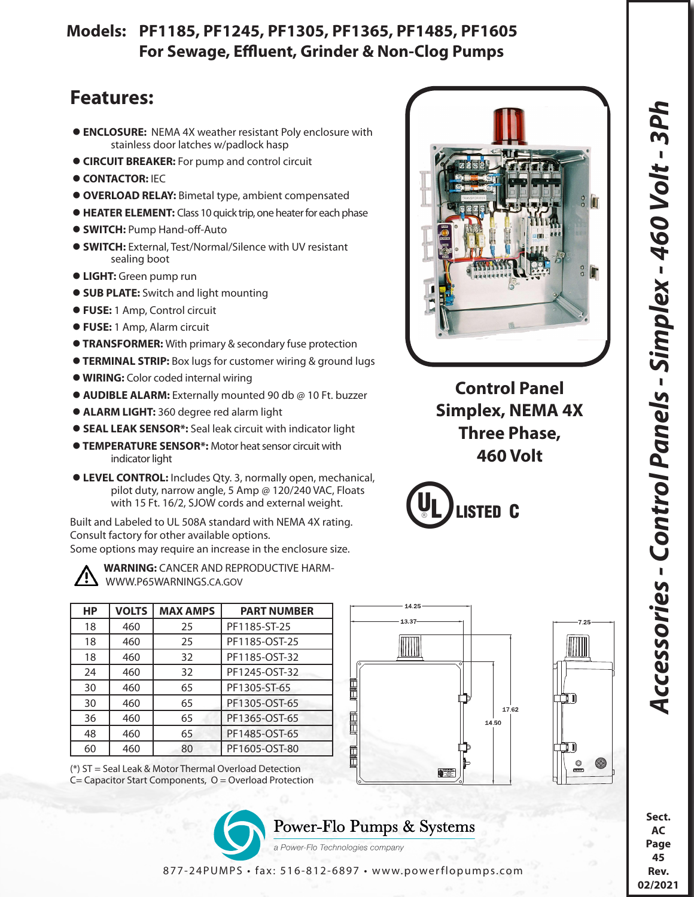# Models: PF1185, PF1245, PF1305, PF1365, PF1485, PF1605
## For Sewage, Effluent, Grinder & Non-Clog Pumps

## Features:

- **ENCLOSURE:** NEMA 4X weather resistant Poly enclosure with stainless door latches w/padlock hasp
- **CIRCUIT BREAKER:** For pump and control circuit
- **CONTACTOR:** IEC
- **OVERLOAD RELAY:** Bimetal type, ambient compensated
- **HEATER ELEMENT:** Class 10 quick trip, one heater for each phase
- **SWITCH:** Pump Hand-off-Auto
- **SWITCH:** External, Test/Normal/Silence with UV resistant sealing boot
- **LIGHT:** Green pump run
- **SUB PLATE:** Switch and light mounting
- **FUSE:** 1 Amp, Control circuit
- **FUSE:** 1 Amp, Alarm circuit
- **TRANSFORMER:** With primary & secondary fuse protection
- **TERMINAL STRIP:** Box lugs for customer wiring & ground lugs
- **WIRING:** Color coded internal wiring
- **AUDIBLE ALARM:** Externally mounted 90 db @ 10 Ft. buzzer
- **ALARM LIGHT:** 360 degree red alarm light
- **SEAL LEAK SENSOR*:** Seal leak circuit with indicator light
- **TEMPERATURE SENSOR*:** Motor heat sensor circuit with indicator light
- **LEVEL CONTROL:** Includes Qty. 3, normally open, mechanical, pilot duty, narrow angle, 5 Amp @ 120/240 VAC, Floats with 15 Ft. 16/2, SJOW cords and external weight.

Built and Labeled to UL 508A standard with NEMA 4X rating.
Consult factory for other available options.
Some options may require an increase in the enclosure size.

**WARNING:** CANCER AND REPRODUCTIVE HARM-WWW.P65WARNINGS.CA.GOV

**Control Panel Simplex, NEMA 4X Three Phase, 460 Volt**

UL LISTED C

| HP | VOLTS | MAX AMPS | PART NUMBER |
|---|---|---|---|
| 18 | 460 | 25 | PF1185-ST-25 |
| 18 | 460 | 25 | PF1185-OST-25 |
| 18 | 460 | 32 | PF1185-OST-32 |
| 24 | 460 | 32 | PF1245-OST-32 |
| 30 | 460 | 65 | PF1305-ST-65 |
| 30 | 460 | 65 | PF1305-OST-65 |
| 36 | 460 | 65 | PF1365-OST-65 |
| 48 | 460 | 65 | PF1485-OST-65 |
| 60 | 460 | 80 | PF1605-OST-80 |

(*) ST = Seal Leak & Motor Thermal Overload Detection
C= Capacitor Start Components, O = Overload Protection

14.25 13.37 17.62 14.50 7.25

Power-Flo Pumps & Systems
a Power-Flo Technologies company

877-24PUMPS • fax: 516-812-6897 • www.powerflopumps.com

Accessories - Control Panels - Simplex - 460 Volt - 3Ph

Sect. AC Page 45 Rev. 02/2021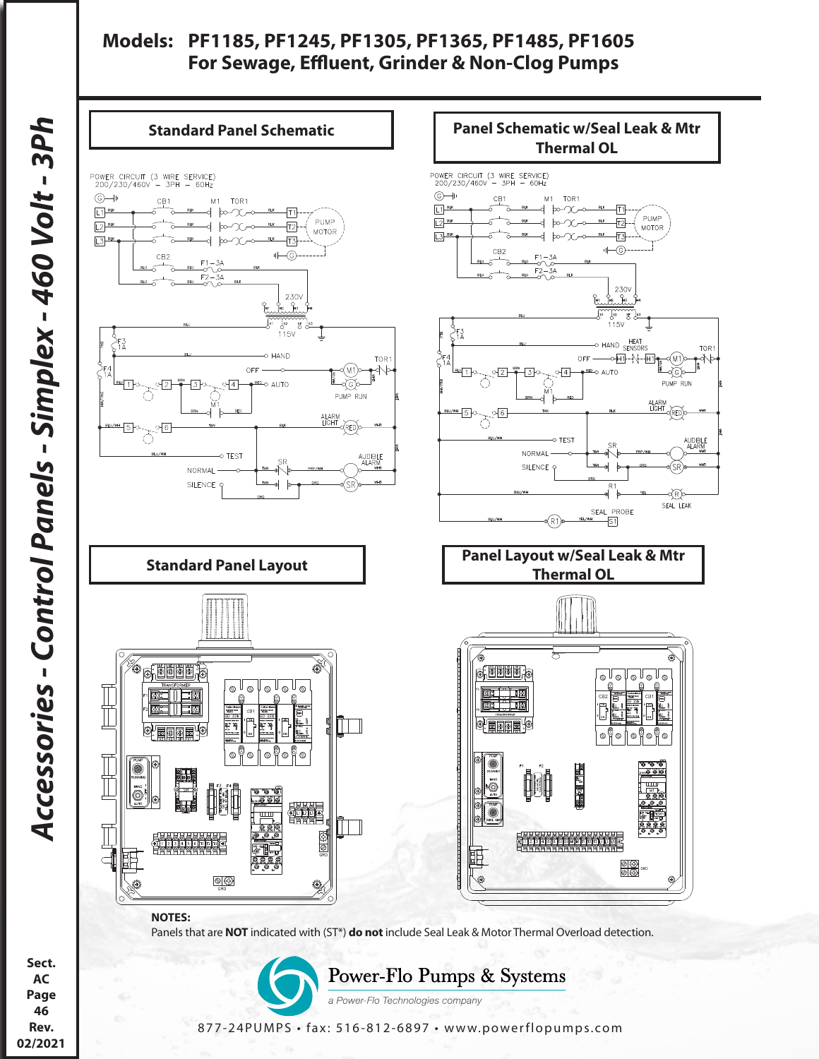# Models: PF1185, PF1245, PF1305, PF1365, PF1485, PF1605
# For Sewage, Effluent, Grinder & Non-Clog Pumps

*Accessories - Control Panels - Simplex - 460 Volt - 3Ph*

## Standard Panel Schematic

POWER CIRCUIT (3 WIRE SERVICE)
200/230/460V – 3PH – 60Hz

## Panel Schematic w/Seal Leak & Mtr Thermal OL

POWER CIRCUIT (3 WIRE SERVICE)
200/230/460V – 3PH – 60Hz

## Standard Panel Layout

## Panel Layout w/Seal Leak & Mtr Thermal OL

**NOTES:**
Panels that are **NOT** indicated with (ST*) **do not** include Seal Leak & Motor Thermal Overload detection.

Power-Flo Pumps & Systems
a Power-Flo Technologies company

877-24PUMPS • fax: 516-812-6897 • www.powerflopumps.com

Sect. AC Page 46 Rev. 02/2021